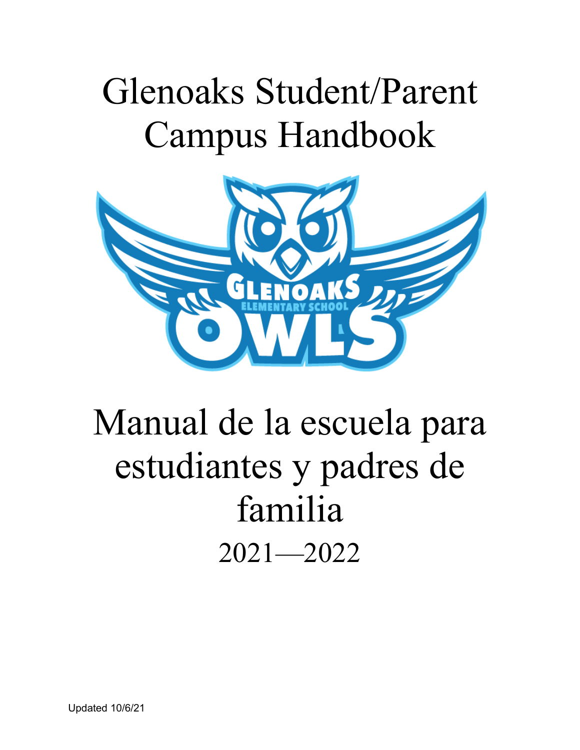# Glenoaks Student/Parent Campus Handbook

# Manual de la escuela para estudiantes y padres de familia

## 2021—2022

Updated 10/6/21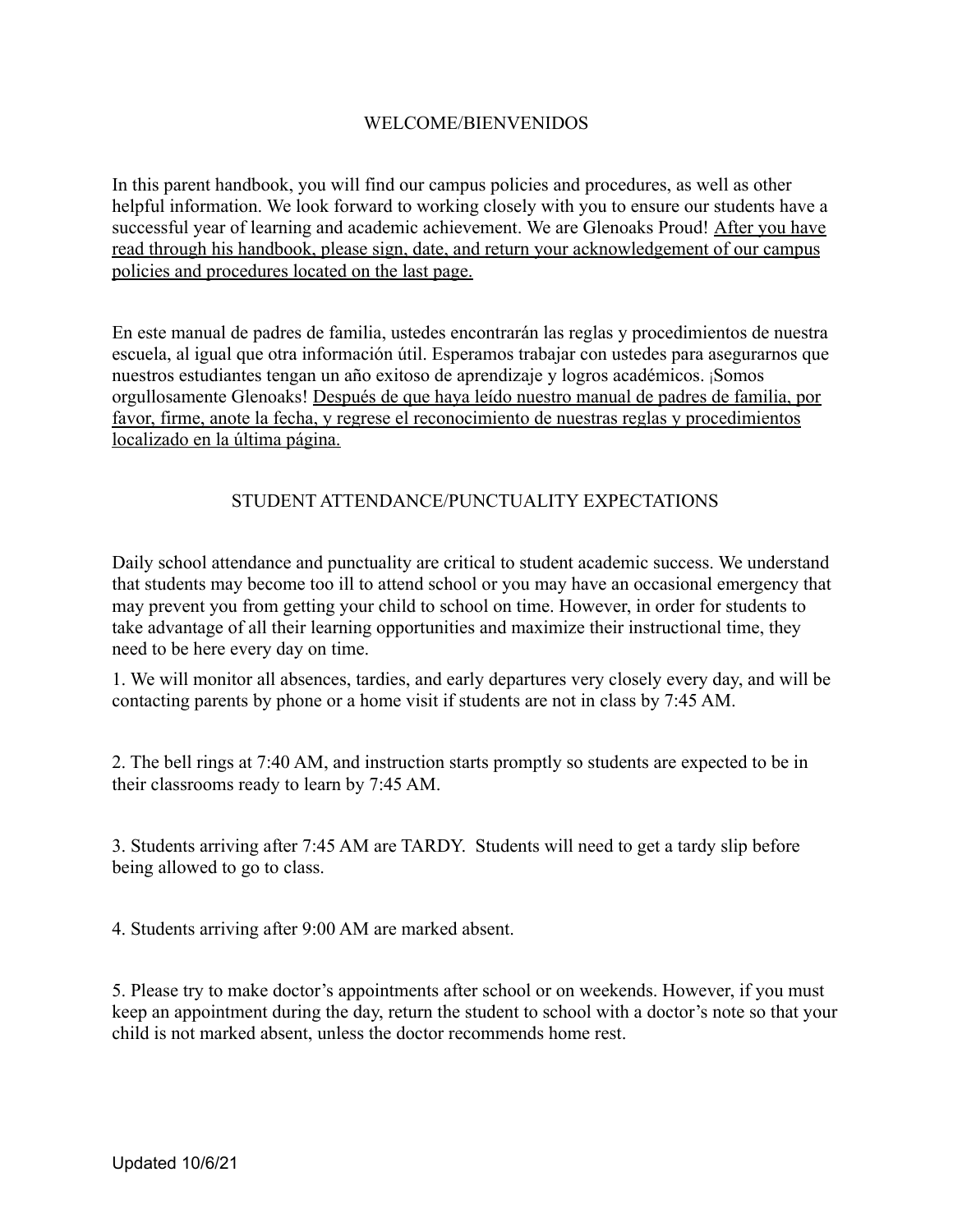## WELCOME/BIENVENIDOS

In this parent handbook, you will find our campus policies and procedures, as well as other helpful information. We look forward to working closely with you to ensure our students have a successful year of learning and academic achievement. We are Glenoaks Proud! <u>After you have read through his handbook, please sign, date, and return your acknowledgement of our campus policies and procedures located on the last page.</u>

En este manual de padres de familia, ustedes encontrarán las reglas y procedimientos de nuestra escuela, al igual que otra información útil. Esperamos trabajar con ustedes para asegurarnos que nuestros estudiantes tengan un año exitoso de aprendizaje y logros académicos. ¡Somos orgullosamente Glenoaks! <u>Después de que haya leído nuestro manual de padres de familia, por favor, firme, anote la fecha, y regrese el reconocimiento de nuestras reglas y procedimientos localizado en la última página.</u>

## STUDENT ATTENDANCE/PUNCTUALITY EXPECTATIONS

Daily school attendance and punctuality are critical to student academic success. We understand that students may become too ill to attend school or you may have an occasional emergency that may prevent you from getting your child to school on time. However, in order for students to take advantage of all their learning opportunities and maximize their instructional time, they need to be here every day on time.

1. We will monitor all absences, tardies, and early departures very closely every day, and will be contacting parents by phone or a home visit if students are not in class by 7:45 AM.

2. The bell rings at 7:40 AM, and instruction starts promptly so students are expected to be in their classrooms ready to learn by 7:45 AM.

3. Students arriving after 7:45 AM are TARDY. Students will need to get a tardy slip before being allowed to go to class.

4. Students arriving after 9:00 AM are marked absent.

5. Please try to make doctor's appointments after school or on weekends. However, if you must keep an appointment during the day, return the student to school with a doctor's note so that your child is not marked absent, unless the doctor recommends home rest.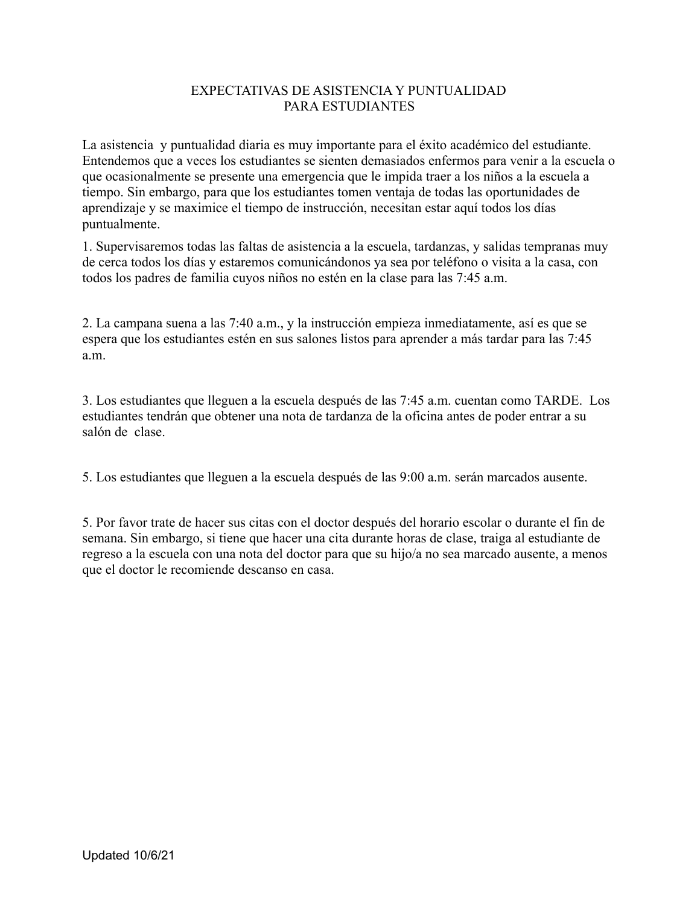# EXPECTATIVAS DE ASISTENCIA Y PUNTUALIDAD PARA ESTUDIANTES

La asistencia y puntualidad diaria es muy importante para el éxito académico del estudiante. Entendemos que a veces los estudiantes se sienten demasiados enfermos para venir a la escuela o que ocasionalmente se presente una emergencia que le impida traer a los niños a la escuela a tiempo. Sin embargo, para que los estudiantes tomen ventaja de todas las oportunidades de aprendizaje y se maximice el tiempo de instrucción, necesitan estar aquí todos los días puntualmente.

1. Supervisaremos todas las faltas de asistencia a la escuela, tardanzas, y salidas tempranas muy de cerca todos los días y estaremos comunicándonos ya sea por teléfono o visita a la casa, con todos los padres de familia cuyos niños no estén en la clase para las 7:45 a.m.

2. La campana suena a las 7:40 a.m., y la instrucción empieza inmediatamente, así es que se espera que los estudiantes estén en sus salones listos para aprender a más tardar para las 7:45 a.m.

3. Los estudiantes que lleguen a la escuela después de las 7:45 a.m. cuentan como TARDE. Los estudiantes tendrán que obtener una nota de tardanza de la oficina antes de poder entrar a su salón de clase.

5. Los estudiantes que lleguen a la escuela después de las 9:00 a.m. serán marcados ausente.

5. Por favor trate de hacer sus citas con el doctor después del horario escolar o durante el fin de semana. Sin embargo, si tiene que hacer una cita durante horas de clase, traiga al estudiante de regreso a la escuela con una nota del doctor para que su hijo/a no sea marcado ausente, a menos que el doctor le recomiende descanso en casa.

Updated 10/6/21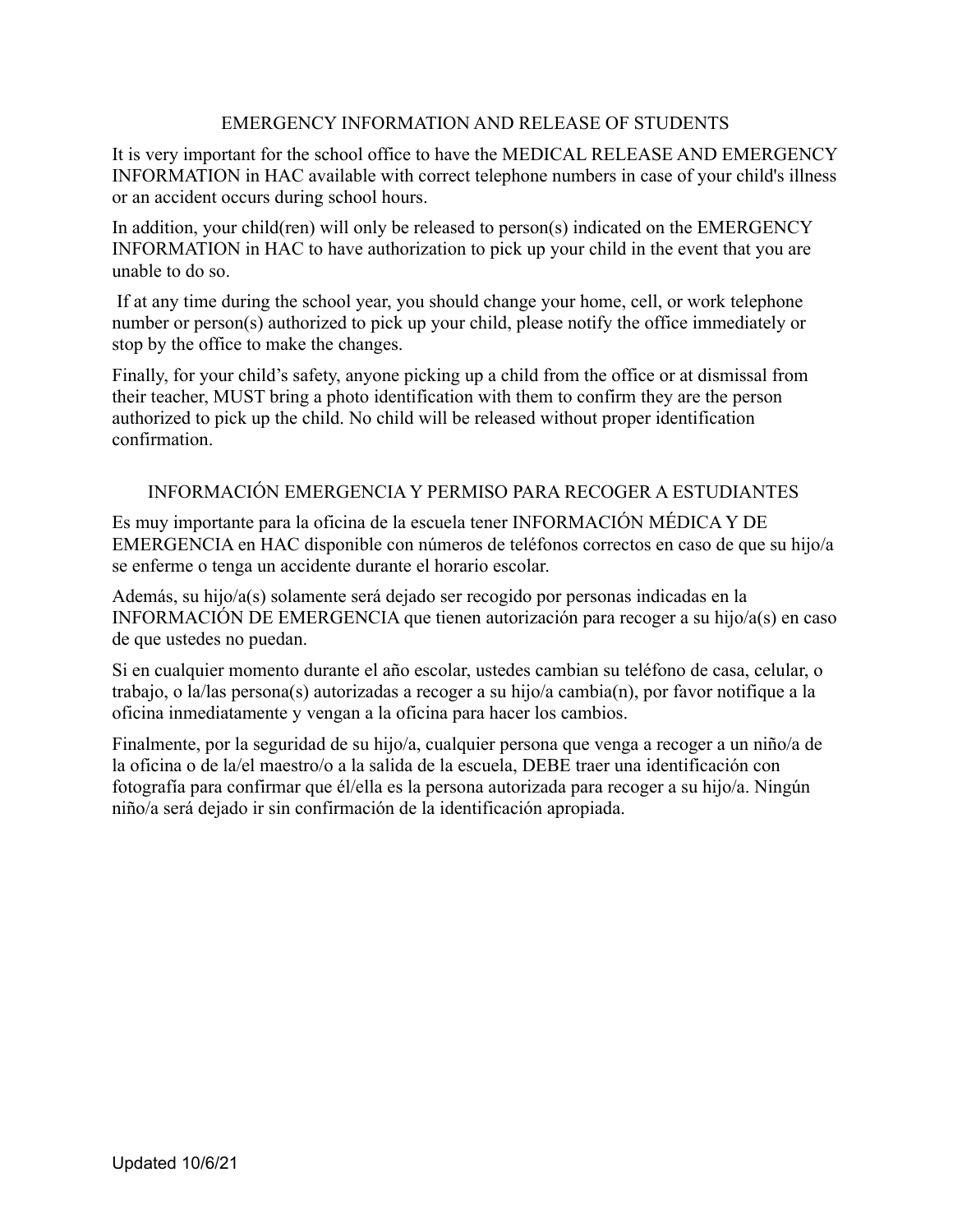## EMERGENCY INFORMATION AND RELEASE OF STUDENTS

It is very important for the school office to have the MEDICAL RELEASE AND EMERGENCY INFORMATION in HAC available with correct telephone numbers in case of your child's illness or an accident occurs during school hours.

In addition, your child(ren) will only be released to person(s) indicated on the EMERGENCY INFORMATION in HAC to have authorization to pick up your child in the event that you are unable to do so.

If at any time during the school year, you should change your home, cell, or work telephone number or person(s) authorized to pick up your child, please notify the office immediately or stop by the office to make the changes.

Finally, for your child's safety, anyone picking up a child from the office or at dismissal from their teacher, MUST bring a photo identification with them to confirm they are the person authorized to pick up the child. No child will be released without proper identification confirmation.

## INFORMACIÓN EMERGENCIA Y PERMISO PARA RECOGER A ESTUDIANTES

Es muy importante para la oficina de la escuela tener INFORMACIÓN MÉDICA Y DE EMERGENCIA en HAC disponible con números de teléfonos correctos en caso de que su hijo/a se enferme o tenga un accidente durante el horario escolar.

Además, su hijo/a(s) solamente será dejado ser recogido por personas indicadas en la INFORMACIÓN DE EMERGENCIA que tienen autorización para recoger a su hijo/a(s) en caso de que ustedes no puedan.

Si en cualquier momento durante el año escolar, ustedes cambian su teléfono de casa, celular, o trabajo, o la/las persona(s) autorizadas a recoger a su hijo/a cambia(n), por favor notifique a la oficina inmediatamente y vengan a la oficina para hacer los cambios.

Finalmente, por la seguridad de su hijo/a, cualquier persona que venga a recoger a un niño/a de la oficina o de la/el maestro/o a la salida de la escuela, DEBE traer una identificación con fotografía para confirmar que él/ella es la persona autorizada para recoger a su hijo/a. Ningún niño/a será dejado ir sin confirmación de la identificación apropiada.

Updated 10/6/21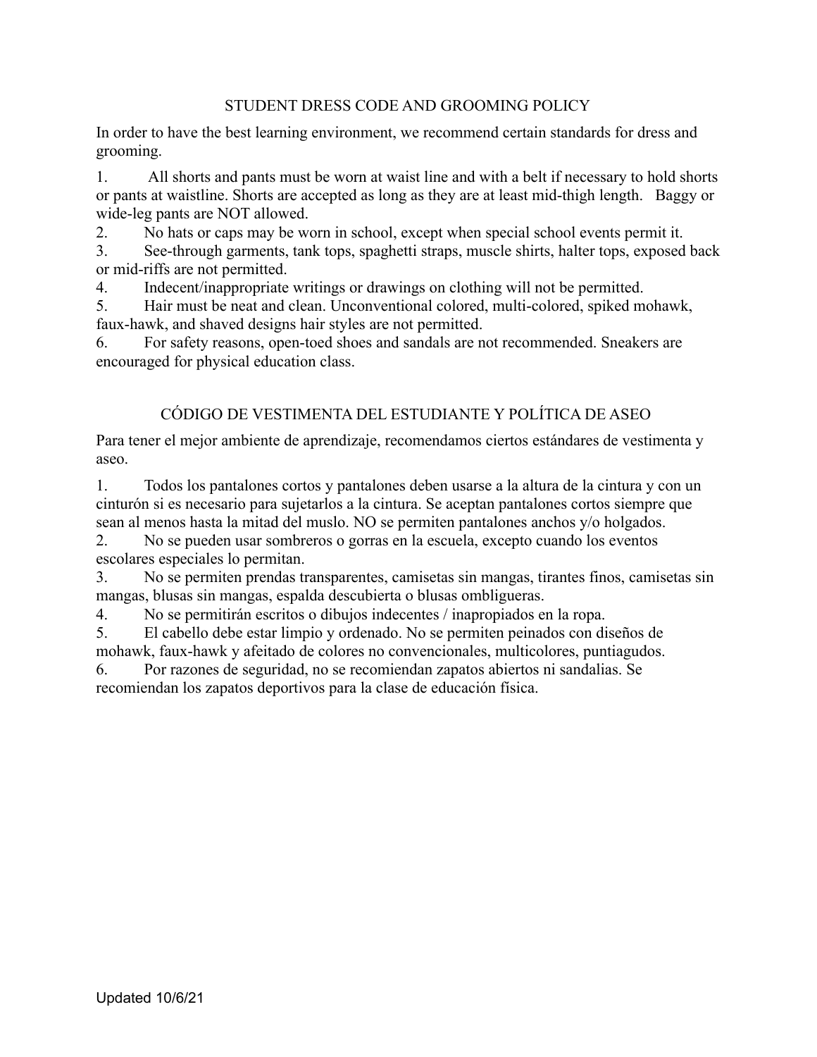## STUDENT DRESS CODE AND GROOMING POLICY

In order to have the best learning environment, we recommend certain standards for dress and grooming.

1. All shorts and pants must be worn at waist line and with a belt if necessary to hold shorts or pants at waistline. Shorts are accepted as long as they are at least mid-thigh length. Baggy or wide-leg pants are NOT allowed.
2. No hats or caps may be worn in school, except when special school events permit it.
3. See-through garments, tank tops, spaghetti straps, muscle shirts, halter tops, exposed back or mid-riffs are not permitted.
4. Indecent/inappropriate writings or drawings on clothing will not be permitted.
5. Hair must be neat and clean. Unconventional colored, multi-colored, spiked mohawk, faux-hawk, and shaved designs hair styles are not permitted.
6. For safety reasons, open-toed shoes and sandals are not recommended. Sneakers are encouraged for physical education class.

## CÓDIGO DE VESTIMENTA DEL ESTUDIANTE Y POLÍTICA DE ASEO

Para tener el mejor ambiente de aprendizaje, recomendamos ciertos estándares de vestimenta y aseo.

1. Todos los pantalones cortos y pantalones deben usarse a la altura de la cintura y con un cinturón si es necesario para sujetarlos a la cintura. Se aceptan pantalones cortos siempre que sean al menos hasta la mitad del muslo. NO se permiten pantalones anchos y/o holgados.
2. No se pueden usar sombreros o gorras en la escuela, excepto cuando los eventos escolares especiales lo permitan.
3. No se permiten prendas transparentes, camisetas sin mangas, tirantes finos, camisetas sin mangas, blusas sin mangas, espalda descubierta o blusas ombligueras.
4. No se permitirán escritos o dibujos indecentes / inapropiados en la ropa.
5. El cabello debe estar limpio y ordenado. No se permiten peinados con diseños de mohawk, faux-hawk y afeitado de colores no convencionales, multicolores, puntiagudos.
6. Por razones de seguridad, no se recomiendan zapatos abiertos ni sandalias. Se recomiendan los zapatos deportivos para la clase de educación física.

Updated 10/6/21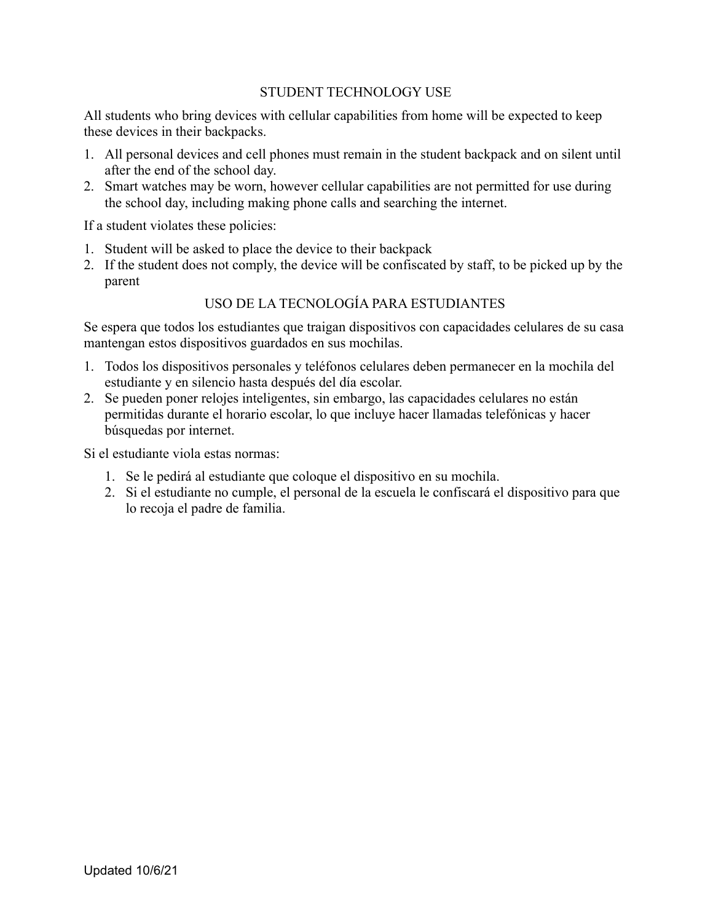## STUDENT TECHNOLOGY USE

All students who bring devices with cellular capabilities from home will be expected to keep these devices in their backpacks.

1. All personal devices and cell phones must remain in the student backpack and on silent until after the end of the school day.
2. Smart watches may be worn, however cellular capabilities are not permitted for use during the school day, including making phone calls and searching the internet.

If a student violates these policies:

1. Student will be asked to place the device to their backpack
2. If the student does not comply, the device will be confiscated by staff, to be picked up by the parent

## USO DE LA TECNOLOGÍA PARA ESTUDIANTES

Se espera que todos los estudiantes que traigan dispositivos con capacidades celulares de su casa mantengan estos dispositivos guardados en sus mochilas.

1. Todos los dispositivos personales y teléfonos celulares deben permanecer en la mochila del estudiante y en silencio hasta después del día escolar.
2. Se pueden poner relojes inteligentes, sin embargo, las capacidades celulares no están permitidas durante el horario escolar, lo que incluye hacer llamadas telefónicas y hacer búsquedas por internet.

Si el estudiante viola estas normas:

1. Se le pedirá al estudiante que coloque el dispositivo en su mochila.
2. Si el estudiante no cumple, el personal de la escuela le confiscará el dispositivo para que lo recoja el padre de familia.

Updated 10/6/21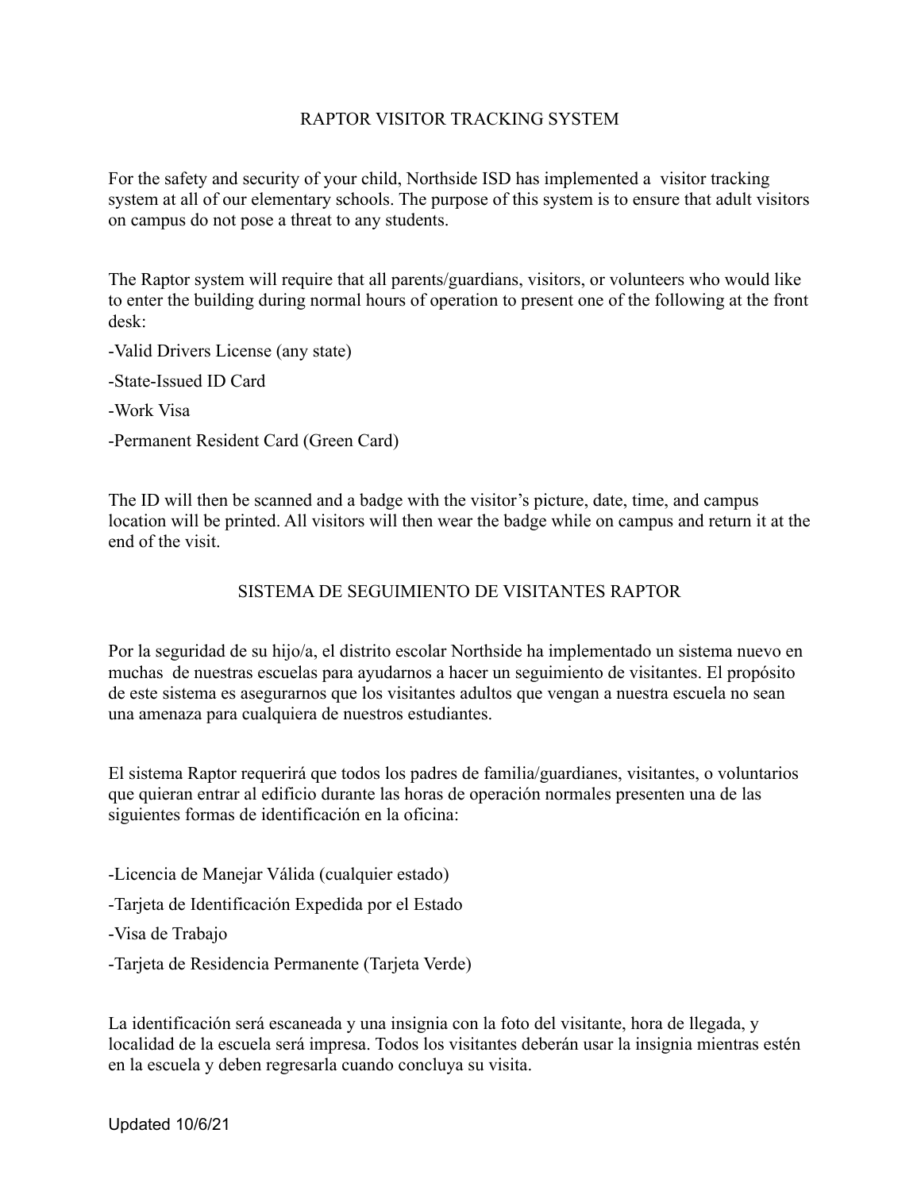## RAPTOR VISITOR TRACKING SYSTEM

For the safety and security of your child, Northside ISD has implemented a visitor tracking system at all of our elementary schools. The purpose of this system is to ensure that adult visitors on campus do not pose a threat to any students.

The Raptor system will require that all parents/guardians, visitors, or volunteers who would like to enter the building during normal hours of operation to present one of the following at the front desk:

-Valid Drivers License (any state)

-State-Issued ID Card

-Work Visa

-Permanent Resident Card (Green Card)

The ID will then be scanned and a badge with the visitor's picture, date, time, and campus location will be printed. All visitors will then wear the badge while on campus and return it at the end of the visit.

## SISTEMA DE SEGUIMIENTO DE VISITANTES RAPTOR

Por la seguridad de su hijo/a, el distrito escolar Northside ha implementado un sistema nuevo en muchas de nuestras escuelas para ayudarnos a hacer un seguimiento de visitantes. El propósito de este sistema es asegurarnos que los visitantes adultos que vengan a nuestra escuela no sean una amenaza para cualquiera de nuestros estudiantes.

El sistema Raptor requerirá que todos los padres de familia/guardianes, visitantes, o voluntarios que quieran entrar al edificio durante las horas de operación normales presenten una de las siguientes formas de identificación en la oficina:

-Licencia de Manejar Válida (cualquier estado)

-Tarjeta de Identificación Expedida por el Estado

-Visa de Trabajo

-Tarjeta de Residencia Permanente (Tarjeta Verde)

La identificación será escaneada y una insignia con la foto del visitante, hora de llegada, y localidad de la escuela será impresa. Todos los visitantes deberán usar la insignia mientras estén en la escuela y deben regresarla cuando concluya su visita.

Updated 10/6/21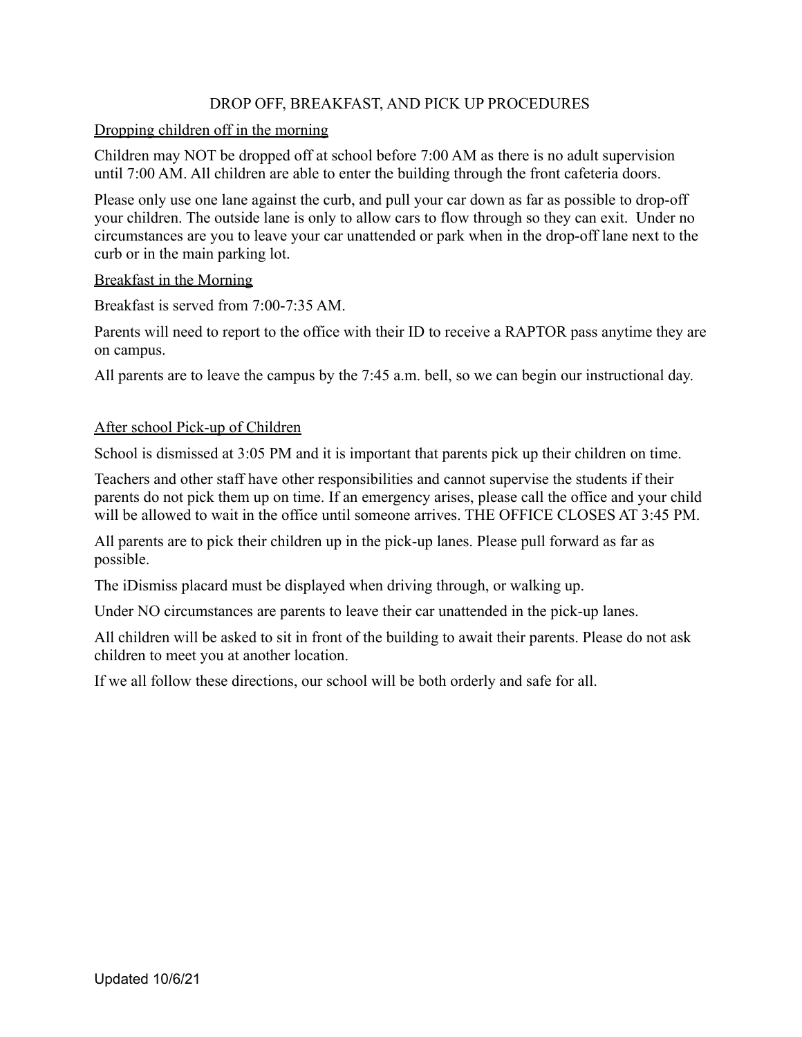## DROP OFF, BREAKFAST, AND PICK UP PROCEDURES

### Dropping children off in the morning

Children may NOT be dropped off at school before 7:00 AM as there is no adult supervision until 7:00 AM. All children are able to enter the building through the front cafeteria doors.

Please only use one lane against the curb, and pull your car down as far as possible to drop-off your children. The outside lane is only to allow cars to flow through so they can exit. Under no circumstances are you to leave your car unattended or park when in the drop-off lane next to the curb or in the main parking lot.

### Breakfast in the Morning

Breakfast is served from 7:00-7:35 AM.

Parents will need to report to the office with their ID to receive a RAPTOR pass anytime they are on campus.

All parents are to leave the campus by the 7:45 a.m. bell, so we can begin our instructional day.

### After school Pick-up of Children

School is dismissed at 3:05 PM and it is important that parents pick up their children on time.

Teachers and other staff have other responsibilities and cannot supervise the students if their parents do not pick them up on time. If an emergency arises, please call the office and your child will be allowed to wait in the office until someone arrives. THE OFFICE CLOSES AT 3:45 PM.

All parents are to pick their children up in the pick-up lanes. Please pull forward as far as possible.

The iDismiss placard must be displayed when driving through, or walking up.

Under NO circumstances are parents to leave their car unattended in the pick-up lanes.

All children will be asked to sit in front of the building to await their parents. Please do not ask children to meet you at another location.

If we all follow these directions, our school will be both orderly and safe for all.

Updated 10/6/21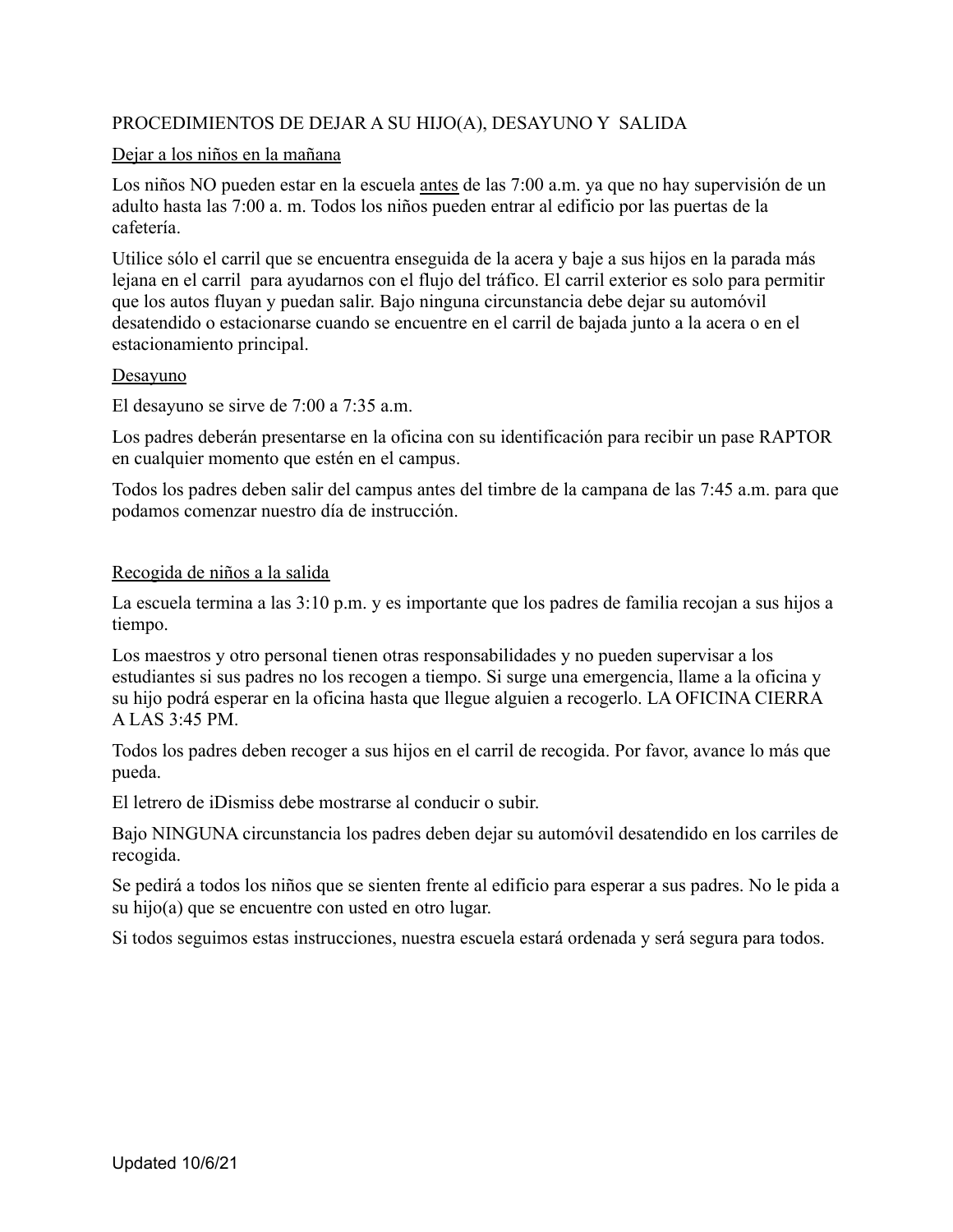# PROCEDIMIENTOS DE DEJAR A SU HIJO(A), DESAYUNO Y SALIDA

## Dejar a los niños en la mañana

Los niños NO pueden estar en la escuela antes de las 7:00 a.m. ya que no hay supervisión de un adulto hasta las 7:00 a. m. Todos los niños pueden entrar al edificio por las puertas de la cafetería.

Utilice sólo el carril que se encuentra enseguida de la acera y baje a sus hijos en la parada más lejana en el carril para ayudarnos con el flujo del tráfico. El carril exterior es solo para permitir que los autos fluyan y puedan salir. Bajo ninguna circunstancia debe dejar su automóvil desatendido o estacionarse cuando se encuentre en el carril de bajada junto a la acera o en el estacionamiento principal.

## Desayuno

El desayuno se sirve de 7:00 a 7:35 a.m.

Los padres deberán presentarse en la oficina con su identificación para recibir un pase RAPTOR en cualquier momento que estén en el campus.

Todos los padres deben salir del campus antes del timbre de la campana de las 7:45 a.m. para que podamos comenzar nuestro día de instrucción.

## Recogida de niños a la salida

La escuela termina a las 3:10 p.m. y es importante que los padres de familia recojan a sus hijos a tiempo.

Los maestros y otro personal tienen otras responsabilidades y no pueden supervisar a los estudiantes si sus padres no los recogen a tiempo. Si surge una emergencia, llame a la oficina y su hijo podrá esperar en la oficina hasta que llegue alguien a recogerlo. LA OFICINA CIERRA A LAS 3:45 PM.

Todos los padres deben recoger a sus hijos en el carril de recogida. Por favor, avance lo más que pueda.

El letrero de iDismiss debe mostrarse al conducir o subir.

Bajo NINGUNA circunstancia los padres deben dejar su automóvil desatendido en los carriles de recogida.

Se pedirá a todos los niños que se sienten frente al edificio para esperar a sus padres. No le pida a su hijo(a) que se encuentre con usted en otro lugar.

Si todos seguimos estas instrucciones, nuestra escuela estará ordenada y será segura para todos.

Updated 10/6/21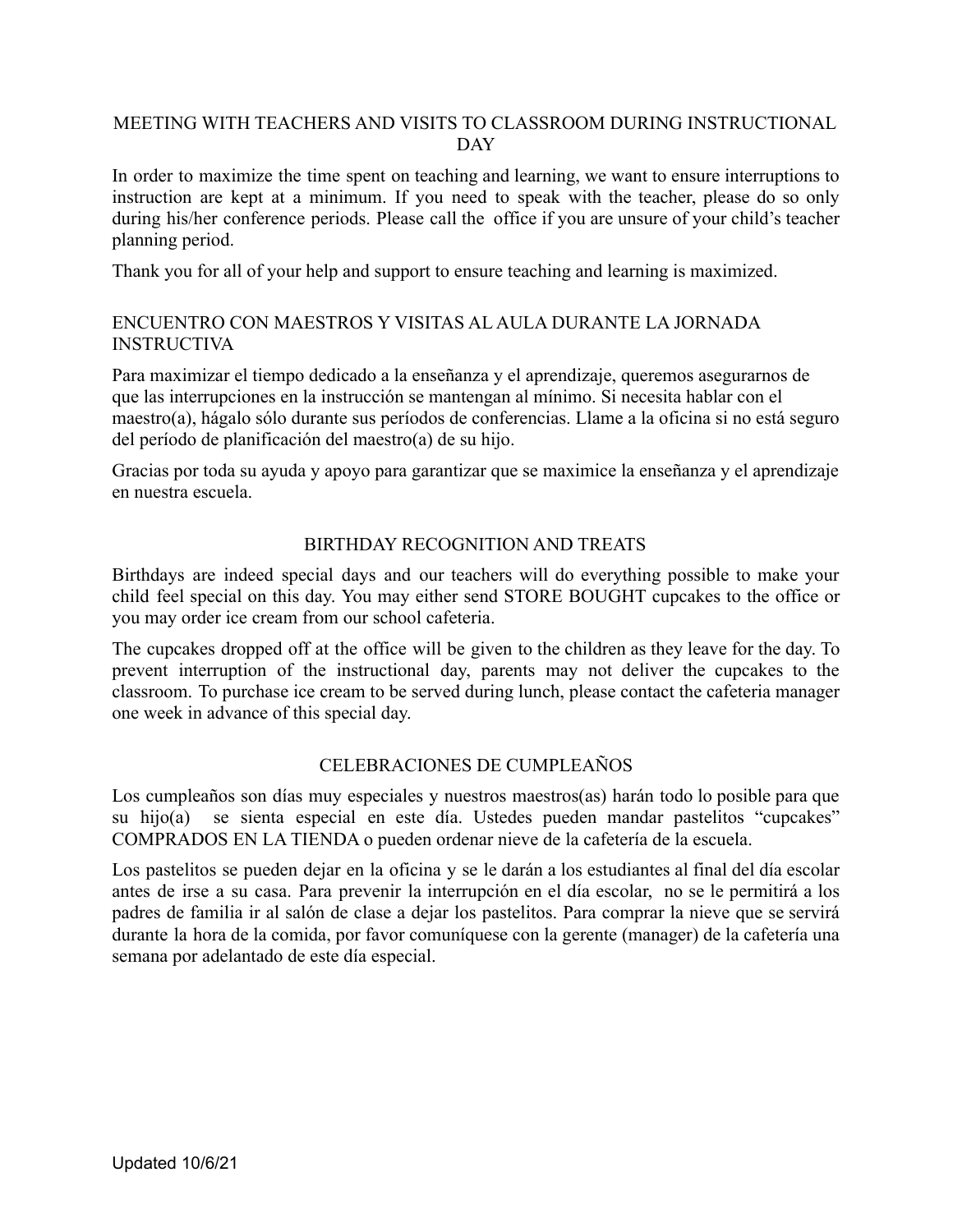## MEETING WITH TEACHERS AND VISITS TO CLASSROOM DURING INSTRUCTIONAL DAY

In order to maximize the time spent on teaching and learning, we want to ensure interruptions to instruction are kept at a minimum. If you need to speak with the teacher, please do so only during his/her conference periods. Please call the office if you are unsure of your child's teacher planning period.

Thank you for all of your help and support to ensure teaching and learning is maximized.

## ENCUENTRO CON MAESTROS Y VISITAS AL AULA DURANTE LA JORNADA INSTRUCTIVA

Para maximizar el tiempo dedicado a la enseñanza y el aprendizaje, queremos asegurarnos de que las interrupciones en la instrucción se mantengan al mínimo. Si necesita hablar con el maestro(a), hágalo sólo durante sus períodos de conferencias. Llame a la oficina si no está seguro del período de planificación del maestro(a) de su hijo.

Gracias por toda su ayuda y apoyo para garantizar que se maximice la enseñanza y el aprendizaje en nuestra escuela.

## BIRTHDAY RECOGNITION AND TREATS

Birthdays are indeed special days and our teachers will do everything possible to make your child feel special on this day. You may either send STORE BOUGHT cupcakes to the office or you may order ice cream from our school cafeteria.

The cupcakes dropped off at the office will be given to the children as they leave for the day. To prevent interruption of the instructional day, parents may not deliver the cupcakes to the classroom. To purchase ice cream to be served during lunch, please contact the cafeteria manager one week in advance of this special day.

## CELEBRACIONES DE CUMPLEAÑOS

Los cumpleaños son días muy especiales y nuestros maestros(as) harán todo lo posible para que su hijo(a) se sienta especial en este día. Ustedes pueden mandar pastelitos "cupcakes" COMPRADOS EN LA TIENDA o pueden ordenar nieve de la cafetería de la escuela.

Los pastelitos se pueden dejar en la oficina y se le darán a los estudiantes al final del día escolar antes de irse a su casa. Para prevenir la interrupción en el día escolar, no se le permitirá a los padres de familia ir al salón de clase a dejar los pastelitos. Para comprar la nieve que se servirá durante la hora de la comida, por favor comuníquese con la gerente (manager) de la cafetería una semana por adelantado de este día especial.

Updated 10/6/21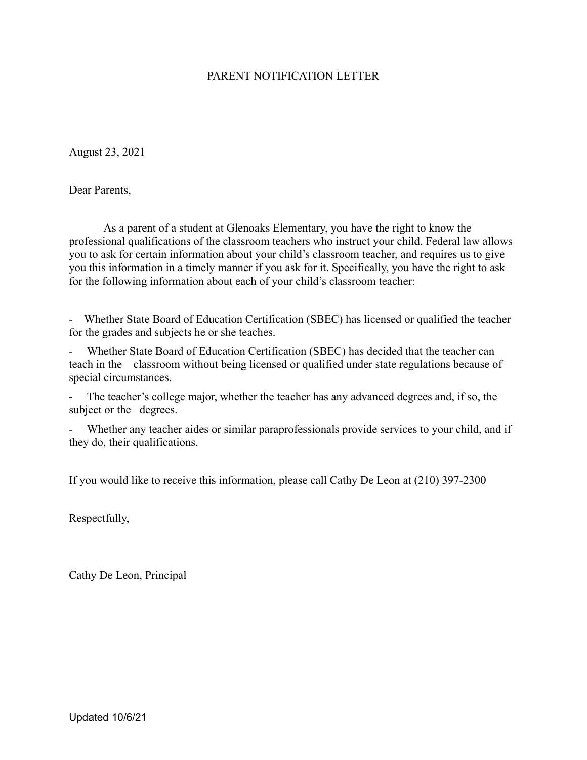# PARENT NOTIFICATION LETTER

August 23, 2021

Dear Parents,

As a parent of a student at Glenoaks Elementary, you have the right to know the professional qualifications of the classroom teachers who instruct your child. Federal law allows you to ask for certain information about your child's classroom teacher, and requires us to give you this information in a timely manner if you ask for it. Specifically, you have the right to ask for the following information about each of your child's classroom teacher:

- Whether State Board of Education Certification (SBEC) has licensed or qualified the teacher for the grades and subjects he or she teaches.
- Whether State Board of Education Certification (SBEC) has decided that the teacher can teach in the classroom without being licensed or qualified under state regulations because of special circumstances.
- The teacher's college major, whether the teacher has any advanced degrees and, if so, the subject or the degrees.
- Whether any teacher aides or similar paraprofessionals provide services to your child, and if they do, their qualifications.

If you would like to receive this information, please call Cathy De Leon at (210) 397-2300

Respectfully,

Cathy De Leon, Principal

Updated 10/6/21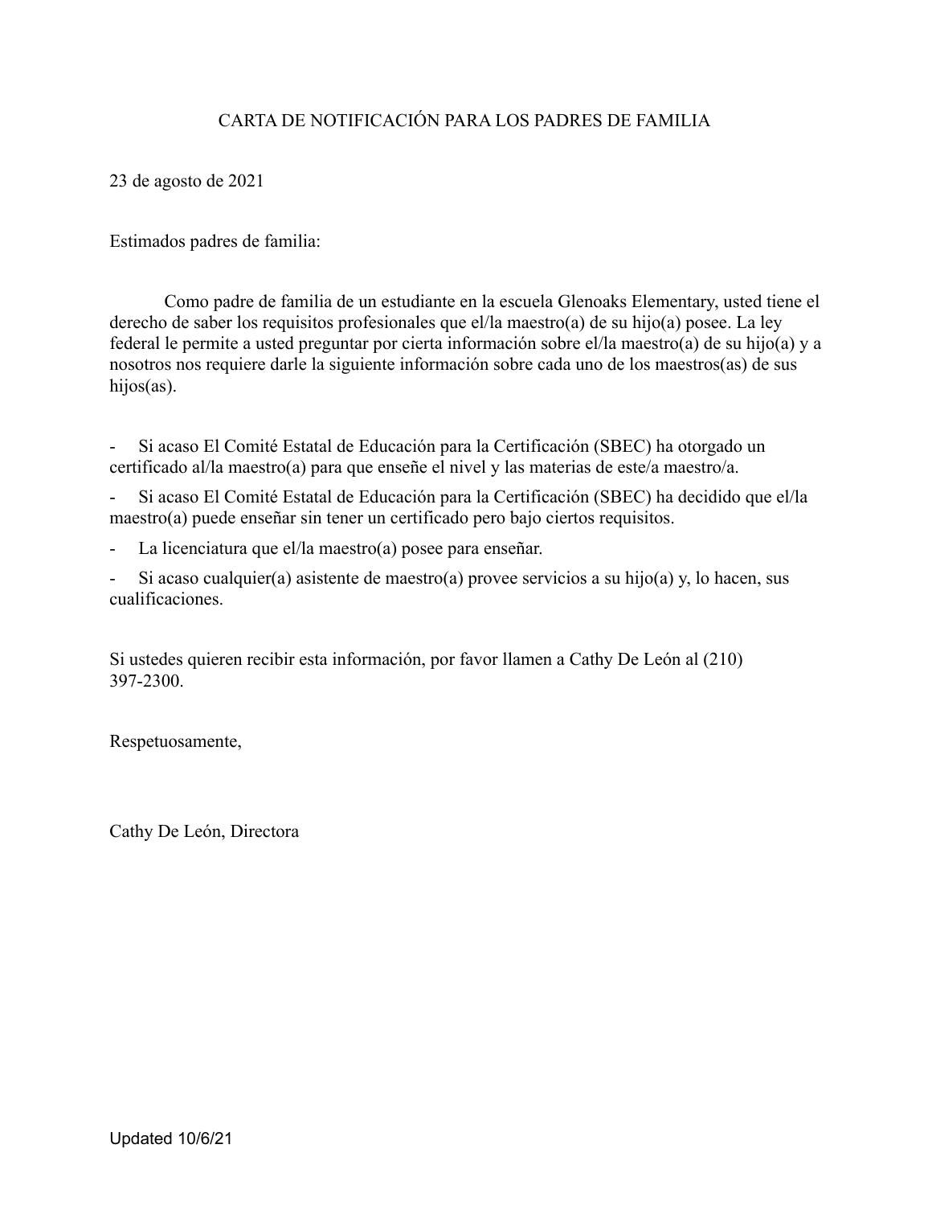# CARTA DE NOTIFICACIÓN PARA LOS PADRES DE FAMILIA

23 de agosto de 2021

Estimados padres de familia:

Como padre de familia de un estudiante en la escuela Glenoaks Elementary, usted tiene el derecho de saber los requisitos profesionales que el/la maestro(a) de su hijo(a) posee. La ley federal le permite a usted preguntar por cierta información sobre el/la maestro(a) de su hijo(a) y a nosotros nos requiere darle la siguiente información sobre cada uno de los maestros(as) de sus hijos(as).

- Si acaso El Comité Estatal de Educación para la Certificación (SBEC) ha otorgado un certificado al/la maestro(a) para que enseñe el nivel y las materias de este/a maestro/a.
- Si acaso El Comité Estatal de Educación para la Certificación (SBEC) ha decidido que el/la maestro(a) puede enseñar sin tener un certificado pero bajo ciertos requisitos.
- La licenciatura que el/la maestro(a) posee para enseñar.
- Si acaso cualquier(a) asistente de maestro(a) provee servicios a su hijo(a) y, lo hacen, sus cualificaciones.

Si ustedes quieren recibir esta información, por favor llamen a Cathy De León al (210) 397-2300.

Respetuosamente,

Cathy De León, Directora

Updated 10/6/21